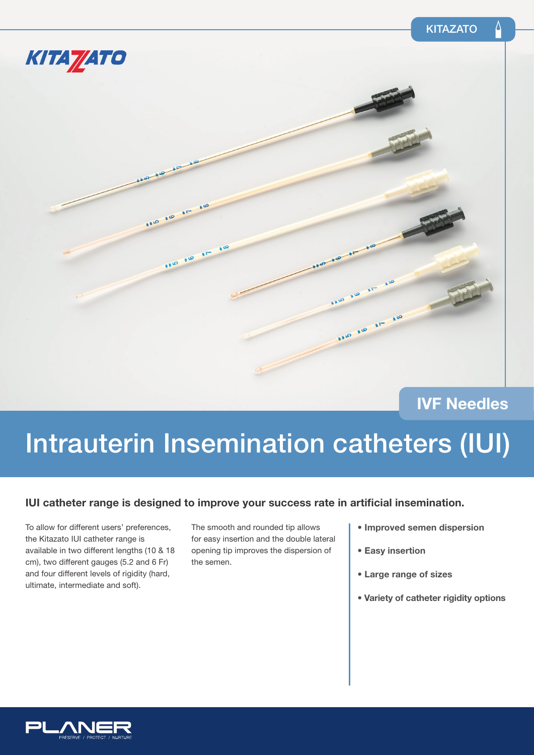KITAZATO

IVF Needles

# Intrauterin Insemination catheters (IUI)

**IUI catheter range is designed to improve your success rate in artificial insemination.**

To allow for different users' preferences, the Kitazato IUI catheter range is available in two different lengths (10 & 18 cm), two different gauges (5.2 and 6 Fr) and four different levels of rigidity (hard, ultimate, intermediate and soft).

The smooth and rounded tip allows for easy insertion and the double lateral opening tip improves the dispersion of the semen.

- **Improved semen dispersion**
- **Easy insertion**
- **Large range of sizes**
- **Variety of catheter rigidity options**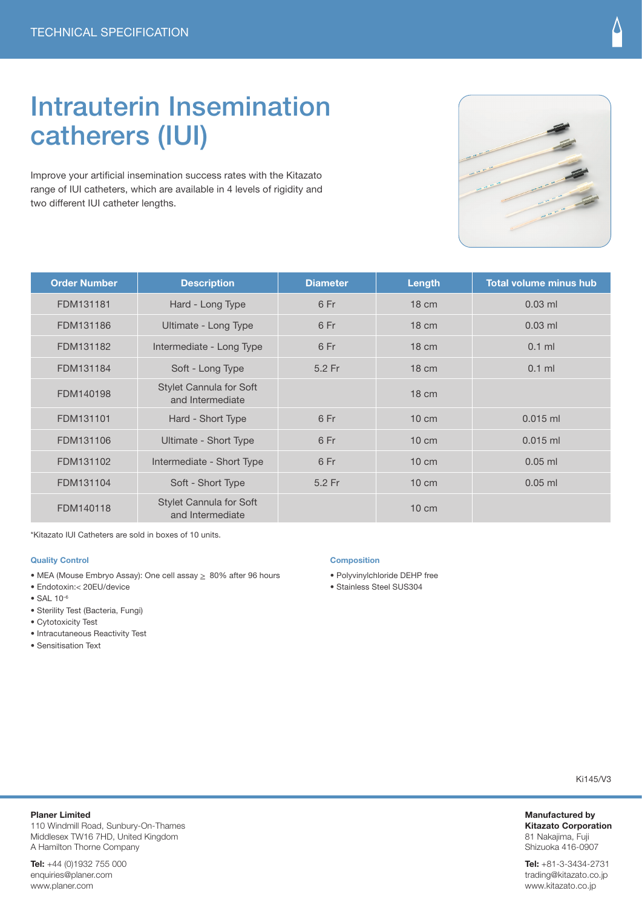TECHNICAL SPECIFICATION

# Intrauterin Insemination catherers (IUI)

Improve your artificial insemination success rates with the Kitazato range of IUI catheters, which are available in 4 levels of rigidity and two different IUI catheter lengths.

| Order Number | Description | Diameter | Length | Total volume minus hub |
|---|---|---|---|---|
| FDM131181 | Hard - Long Type | 6 Fr | 18 cm | 0.03 ml |
| FDM131186 | Ultimate - Long Type | 6 Fr | 18 cm | 0.03 ml |
| FDM131182 | Intermediate - Long Type | 6 Fr | 18 cm | 0.1 ml |
| FDM131184 | Soft - Long Type | 5.2 Fr | 18 cm | 0.1 ml |
| FDM140198 | Stylet Cannula for Soft and Intermediate | | 18 cm | |
| FDM131101 | Hard - Short Type | 6 Fr | 10 cm | 0.015 ml |
| FDM131106 | Ultimate - Short Type | 6 Fr | 10 cm | 0.015 ml |
| FDM131102 | Intermediate - Short Type | 6 Fr | 10 cm | 0.05 ml |
| FDM131104 | Soft - Short Type | 5.2 Fr | 10 cm | 0.05 ml |
| FDM140118 | Stylet Cannula for Soft and Intermediate | | 10 cm | |

*Kitazato IUI Catheters are sold in boxes of 10 units.

### Quality Control

- MEA (Mouse Embryo Assay): One cell assay $\geq$ 80% after 96 hours
- Endotoxin:< 20EU/device
- SAL $10^{-6}$
- Sterility Test (Bacteria, Fungi)
- Cytotoxicity Test
- Intracutaneous Reactivity Test
- Sensitisation Text

### Composition

- Polyvinylchloride DEHP free
- Stainless Steel SUS304

Ki145/V3

**Planer Limited**
110 Windmill Road, Sunbury-On-Thames
Middlesex TW16 7HD, United Kingdom
A Hamilton Thorne Company

**Tel:** +44 (0)1932 755 000
enquiries@planer.com
www.planer.com

**Manufactured by**
**Kitazato Corporation**
81 Nakajima, Fuji
Shizuoka 416-0907

**Tel:** +81-3-3434-2731
trading@kitazato.co.jp
www.kitazato.co.jp